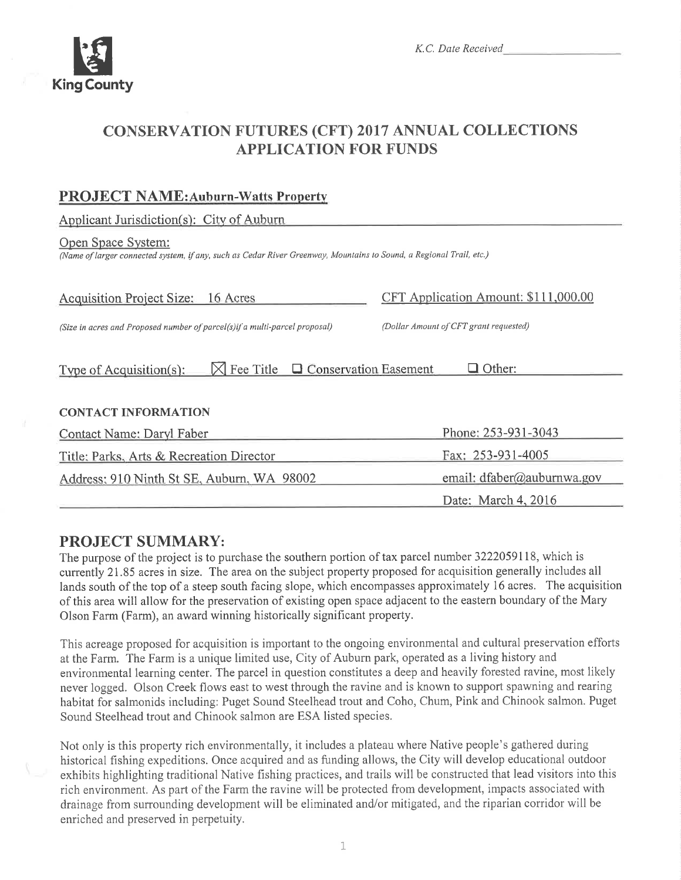King County

*K.C. Date Received*\_\_\_\_\_\_\_\_\_\_\_\_\_\_\_\_

# CONSERVATION FUTURES (CFT) 2017 ANNUAL COLLECTIONS APPLICATION FOR FUNDS

## PROJECT NAME: Auburn-Watts Property

Applicant Jurisdiction(s): City of Auburn

Open Space System:
*(Name of larger connected system, if any, such as Cedar River Greenway, Mountains to Sound, a Regional Trail, etc.)*

Acquisition Project Size: 16 Acres
*(Size in acres and Proposed number of parcel(s) if a multi-parcel proposal)*

CFT Application Amount: $111,000.00
*(Dollar Amount of CFT grant requested)*

Type of Acquisition(s): ☒ Fee Title ☐ Conservation Easement ☐ Other:

**CONTACT INFORMATION**

| | |
|---|---|
| Contact Name: Daryl Faber | Phone: 253-931-3043 |
| Title: Parks, Arts & Recreation Director | Fax: 253-931-4005 |
| Address: 910 Ninth St SE, Auburn, WA 98002 | email: dfaber@auburnwa.gov |
| | Date: March 4, 2016 |

## PROJECT SUMMARY:

The purpose of the project is to purchase the southern portion of tax parcel number 3222059118, which is currently 21.85 acres in size. The area on the subject property proposed for acquisition generally includes all lands south of the top of a steep south facing slope, which encompasses approximately 16 acres. The acquisition of this area will allow for the preservation of existing open space adjacent to the eastern boundary of the Mary Olson Farm (Farm), an award winning historically significant property.

This acreage proposed for acquisition is important to the ongoing environmental and cultural preservation efforts at the Farm. The Farm is a unique limited use, City of Auburn park, operated as a living history and environmental learning center. The parcel in question constitutes a deep and heavily forested ravine, most likely never logged. Olson Creek flows east to west through the ravine and is known to support spawning and rearing habitat for salmonids including: Puget Sound Steelhead trout and Coho, Chum, Pink and Chinook salmon. Puget Sound Steelhead trout and Chinook salmon are ESA listed species.

Not only is this property rich environmentally, it includes a plateau where Native people's gathered during historical fishing expeditions. Once acquired and as funding allows, the City will develop educational outdoor exhibits highlighting traditional Native fishing practices, and trails will be constructed that lead visitors into this rich environment. As part of the Farm the ravine will be protected from development, impacts associated with drainage from surrounding development will be eliminated and/or mitigated, and the riparian corridor will be enriched and preserved in perpetuity.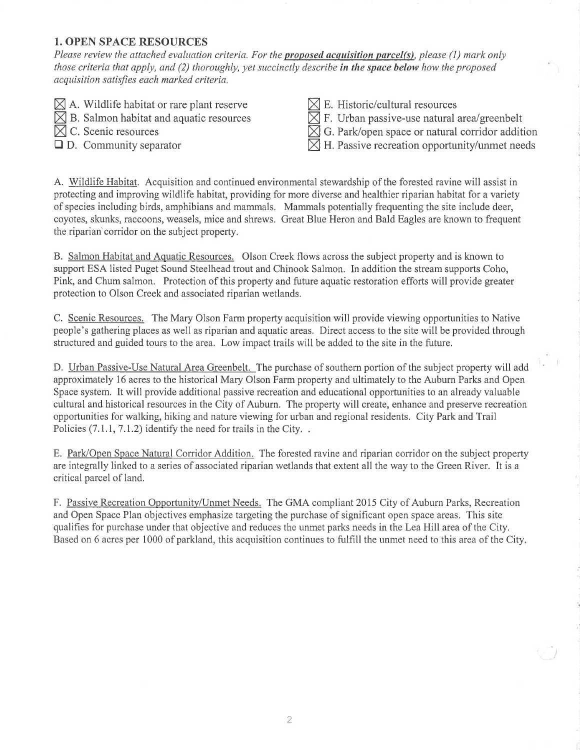## 1. OPEN SPACE RESOURCES

*Please review the attached evaluation criteria. For the* ***proposed acquisition parcel(s)****, please (1) mark only those criteria that apply, and (2) thoroughly, yet succinctly describe* ***in the space below*** *how the proposed acquisition satisfies each marked criteria.*

- ☒ A. Wildlife habitat or rare plant reserve
- ☒ B. Salmon habitat and aquatic resources
- ☒ C. Scenic resources
- ☐ D. Community separator
- ☒ E. Historic/cultural resources
- ☒ F. Urban passive-use natural area/greenbelt
- ☒ G. Park/open space or natural corridor addition
- ☒ H. Passive recreation opportunity/unmet needs

A. Wildlife Habitat. Acquisition and continued environmental stewardship of the forested ravine will assist in protecting and improving wildlife habitat, providing for more diverse and healthier riparian habitat for a variety of species including birds, amphibians and mammals. Mammals potentially frequenting the site include deer, coyotes, skunks, raccoons, weasels, mice and shrews. Great Blue Heron and Bald Eagles are known to frequent the riparian corridor on the subject property.

B. Salmon Habitat and Aquatic Resources. Olson Creek flows across the subject property and is known to support ESA listed Puget Sound Steelhead trout and Chinook Salmon. In addition the stream supports Coho, Pink, and Chum salmon. Protection of this property and future aquatic restoration efforts will provide greater protection to Olson Creek and associated riparian wetlands.

C. Scenic Resources. The Mary Olson Farm property acquisition will provide viewing opportunities to Native people's gathering places as well as riparian and aquatic areas. Direct access to the site will be provided through structured and guided tours to the area. Low impact trails will be added to the site in the future.

D. Urban Passive-Use Natural Area Greenbelt. The purchase of southern portion of the subject property will add approximately 16 acres to the historical Mary Olson Farm property and ultimately to the Auburn Parks and Open Space system. It will provide additional passive recreation and educational opportunities to an already valuable cultural and historical resources in the City of Auburn. The property will create, enhance and preserve recreation opportunities for walking, hiking and nature viewing for urban and regional residents. City Park and Trail Policies (7.1.1, 7.1.2) identify the need for trails in the City. .

E. Park/Open Space Natural Corridor Addition. The forested ravine and riparian corridor on the subject property are integrally linked to a series of associated riparian wetlands that extent all the way to the Green River. It is a critical parcel of land.

F. Passive Recreation Opportunity/Unmet Needs. The GMA compliant 2015 City of Auburn Parks, Recreation and Open Space Plan objectives emphasize targeting the purchase of significant open space areas. This site qualifies for purchase under that objective and reduces the unmet parks needs in the Lea Hill area of the City. Based on 6 acres per 1000 of parkland, this acquisition continues to fulfill the unmet need to this area of the City.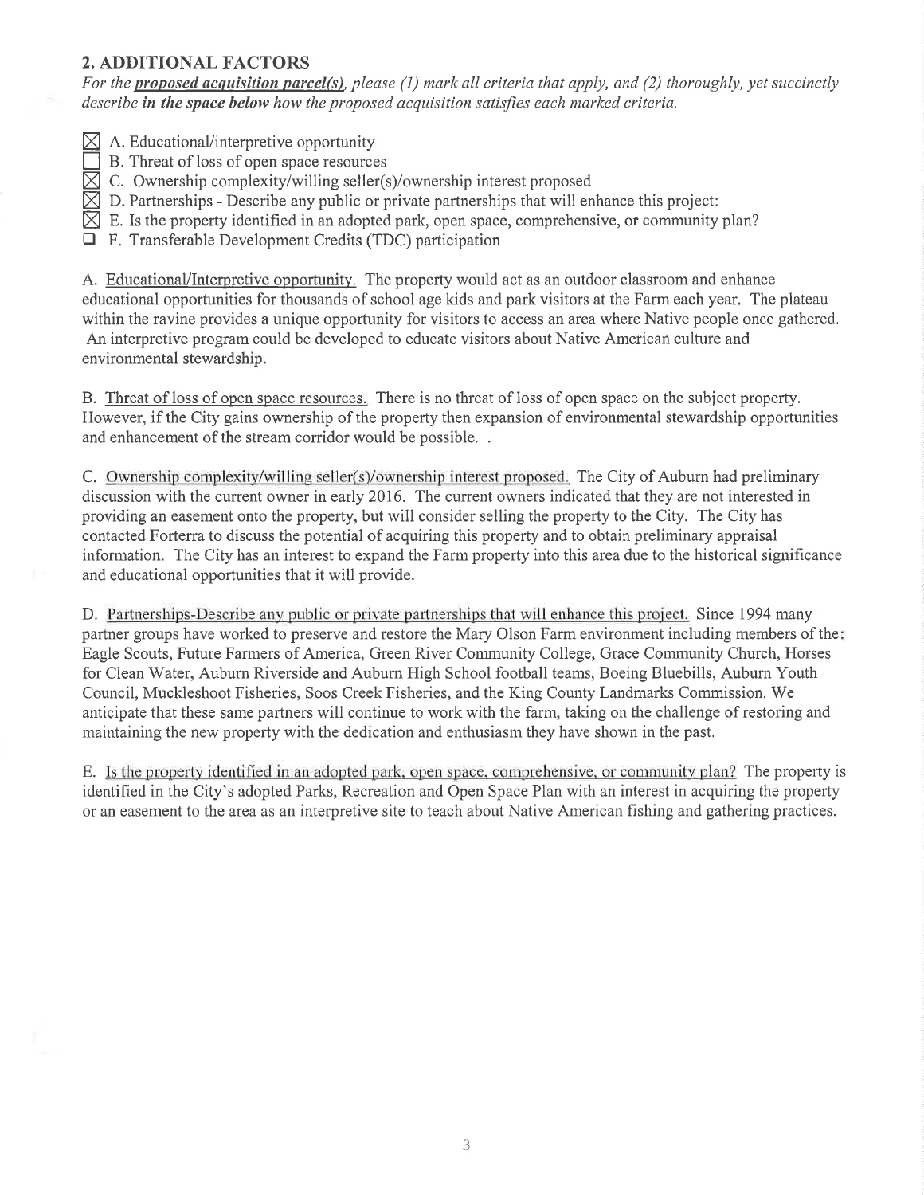## 2. ADDITIONAL FACTORS

*For the **proposed acquisition parcel(s)**, please (1) mark all criteria that apply, and (2) thoroughly, yet succinctly describe **in the space below** how the proposed acquisition satisfies each marked criteria.*

- [x] A. Educational/interpretive opportunity
- [ ] B. Threat of loss of open space resources
- [x] C. Ownership complexity/willing seller(s)/ownership interest proposed
- [x] D. Partnerships - Describe any public or private partnerships that will enhance this project:
- [x] E. Is the property identified in an adopted park, open space, comprehensive, or community plan?
- [ ] F. Transferable Development Credits (TDC) participation

A. Educational/Interpretive opportunity. The property would act as an outdoor classroom and enhance educational opportunities for thousands of school age kids and park visitors at the Farm each year. The plateau within the ravine provides a unique opportunity for visitors to access an area where Native people once gathered. An interpretive program could be developed to educate visitors about Native American culture and environmental stewardship.

B. Threat of loss of open space resources. There is no threat of loss of open space on the subject property. However, if the City gains ownership of the property then expansion of environmental stewardship opportunities and enhancement of the stream corridor would be possible. .

C. Ownership complexity/willing seller(s)/ownership interest proposed. The City of Auburn had preliminary discussion with the current owner in early 2016. The current owners indicated that they are not interested in providing an easement onto the property, but will consider selling the property to the City. The City has contacted Forterra to discuss the potential of acquiring this property and to obtain preliminary appraisal information. The City has an interest to expand the Farm property into this area due to the historical significance and educational opportunities that it will provide.

D. Partnerships-Describe any public or private partnerships that will enhance this project. Since 1994 many partner groups have worked to preserve and restore the Mary Olson Farm environment including members of the: Eagle Scouts, Future Farmers of America, Green River Community College, Grace Community Church, Horses for Clean Water, Auburn Riverside and Auburn High School football teams, Boeing Bluebills, Auburn Youth Council, Muckleshoot Fisheries, Soos Creek Fisheries, and the King County Landmarks Commission. We anticipate that these same partners will continue to work with the farm, taking on the challenge of restoring and maintaining the new property with the dedication and enthusiasm they have shown in the past.

E. Is the property identified in an adopted park, open space, comprehensive, or community plan? The property is identified in the City's adopted Parks, Recreation and Open Space Plan with an interest in acquiring the property or an easement to the area as an interpretive site to teach about Native American fishing and gathering practices.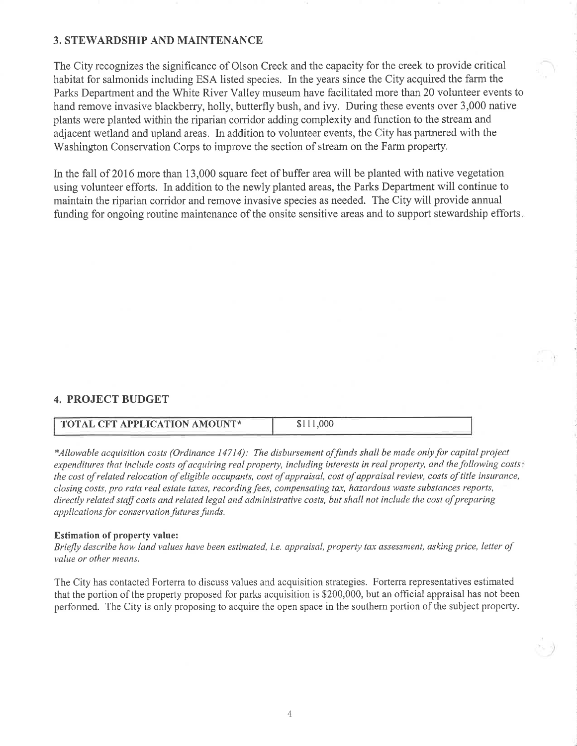## 3. STEWARDSHIP AND MAINTENANCE

The City recognizes the significance of Olson Creek and the capacity for the creek to provide critical habitat for salmonids including ESA listed species. In the years since the City acquired the farm the Parks Department and the White River Valley museum have facilitated more than 20 volunteer events to hand remove invasive blackberry, holly, butterfly bush, and ivy. During these events over 3,000 native plants were planted within the riparian corridor adding complexity and function to the stream and adjacent wetland and upland areas. In addition to volunteer events, the City has partnered with the Washington Conservation Corps to improve the section of stream on the Farm property.

In the fall of 2016 more than 13,000 square feet of buffer area will be planted with native vegetation using volunteer efforts. In addition to the newly planted areas, the Parks Department will continue to maintain the riparian corridor and remove invasive species as needed. The City will provide annual funding for ongoing routine maintenance of the onsite sensitive areas and to support stewardship efforts.

## 4. PROJECT BUDGET

| TOTAL CFT APPLICATION AMOUNT* | $111,000 |
|---|---|

*\*Allowable acquisition costs (Ordinance 14714): The disbursement of funds shall be made only for capital project expenditures that include costs of acquiring real property, including interests in real property, and the following costs: the cost of related relocation of eligible occupants, cost of appraisal, cost of appraisal review, costs of title insurance, closing costs, pro rata real estate taxes, recording fees, compensating tax, hazardous waste substances reports, directly related staff costs and related legal and administrative costs, but shall not include the cost of preparing applications for conservation futures funds.*

**Estimation of property value:**

*Briefly describe how land values have been estimated, i.e. appraisal, property tax assessment, asking price, letter of value or other means.*

The City has contacted Forterra to discuss values and acquisition strategies. Forterra representatives estimated that the portion of the property proposed for parks acquisition is $200,000, but an official appraisal has not been performed. The City is only proposing to acquire the open space in the southern portion of the subject property.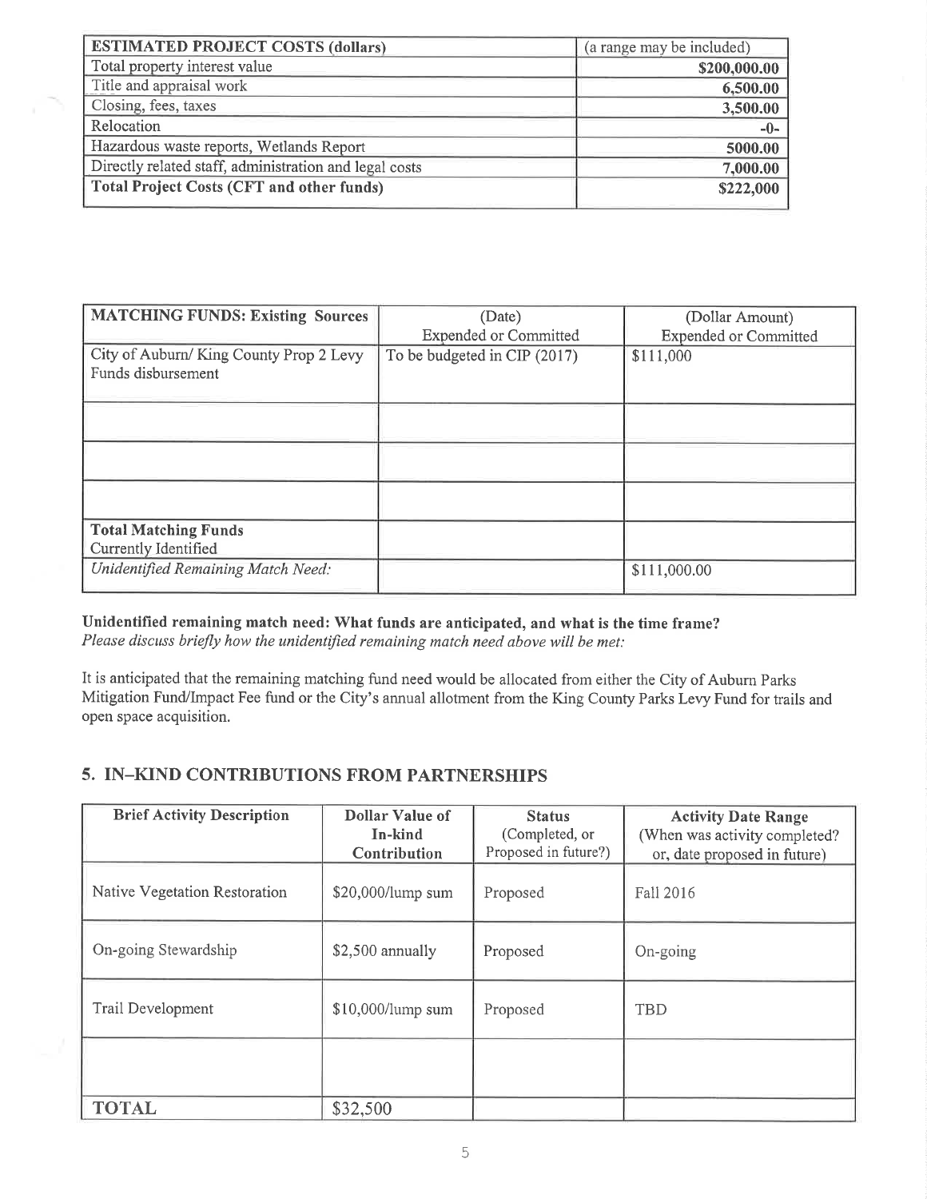| **ESTIMATED PROJECT COSTS (dollars)** | (a range may be included) |
|---|---|
| Total property interest value | **$200,000.00** |
| Title and appraisal work | **6,500.00** |
| Closing, fees, taxes | **3,500.00** |
| Relocation | **-0-** |
| Hazardous waste reports, Wetlands Report | **5000.00** |
| Directly related staff, administration and legal costs | **7,000.00** |
| **Total Project Costs (CFT and other funds)** | **$222,000** |

| **MATCHING FUNDS: Existing Sources** | (Date) Expended or Committed | (Dollar Amount) Expended or Committed |
|---|---|---|
| City of Auburn/ King County Prop 2 Levy Funds disbursement | To be budgeted in CIP (2017) | $111,000 |
| | | |
| | | |
| | | |
| **Total Matching Funds** Currently Identified | | |
| *Unidentified Remaining Match Need:* | | $111,000.00 |

**Unidentified remaining match need: What funds are anticipated, and what is the time frame?**
*Please discuss briefly how the unidentified remaining match need above will be met:*

It is anticipated that the remaining matching fund need would be allocated from either the City of Auburn Parks Mitigation Fund/Impact Fee fund or the City's annual allotment from the King County Parks Levy Fund for trails and open space acquisition.

## 5. IN–KIND CONTRIBUTIONS FROM PARTNERSHIPS

| **Brief Activity Description** | **Dollar Value of In-kind Contribution** | **Status** (Completed, or Proposed in future?) | **Activity Date Range** (When was activity completed? or, date proposed in future) |
|---|---|---|---|
| Native Vegetation Restoration | $20,000/lump sum | Proposed | Fall 2016 |
| On-going Stewardship | $2,500 annually | Proposed | On-going |
| Trail Development | $10,000/lump sum | Proposed | TBD |
| | | | |
| **TOTAL** | $32,500 | | |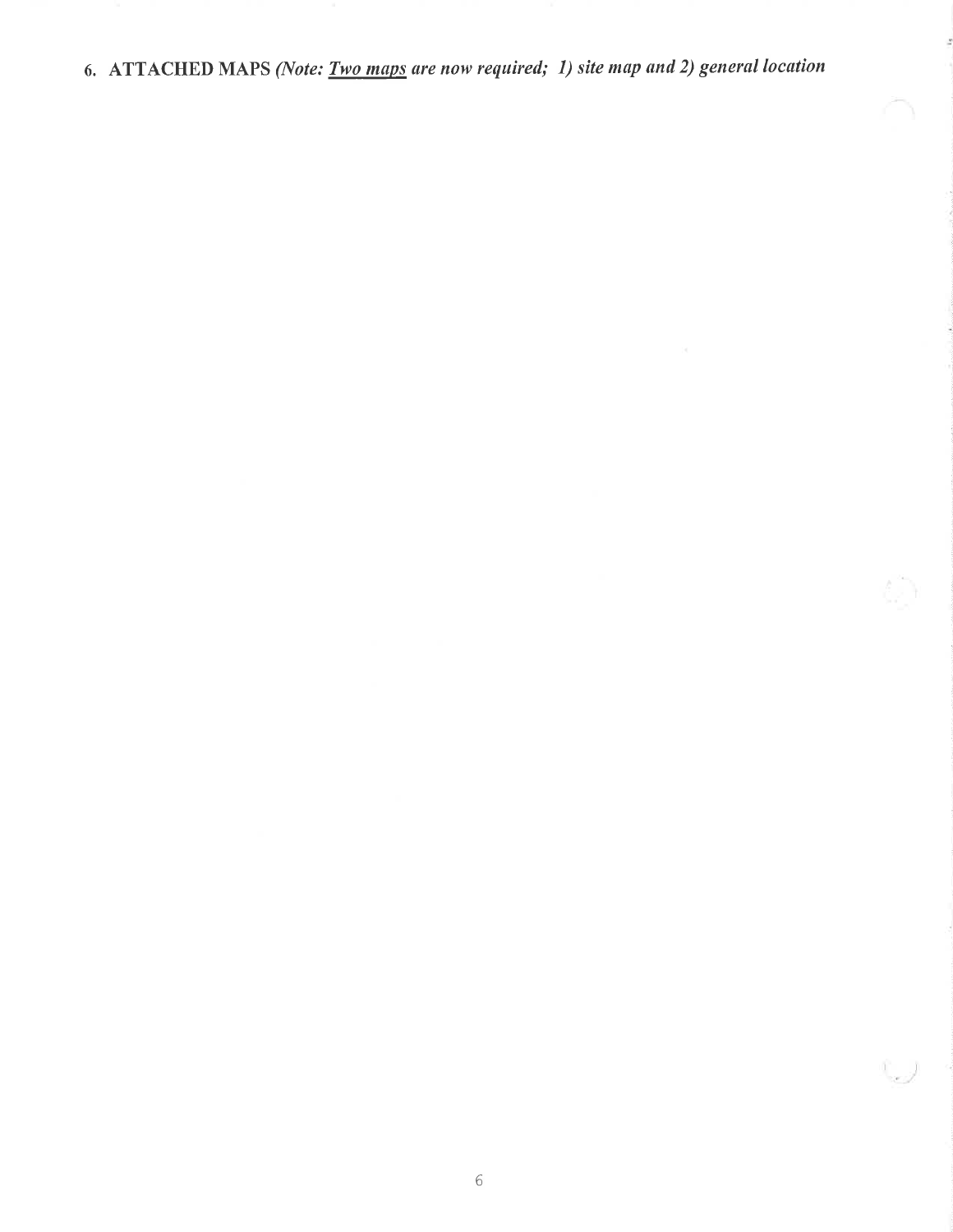6. **ATTACHED MAPS** *(Note: <u>Two maps</u> are now required; 1) site map and 2) general location*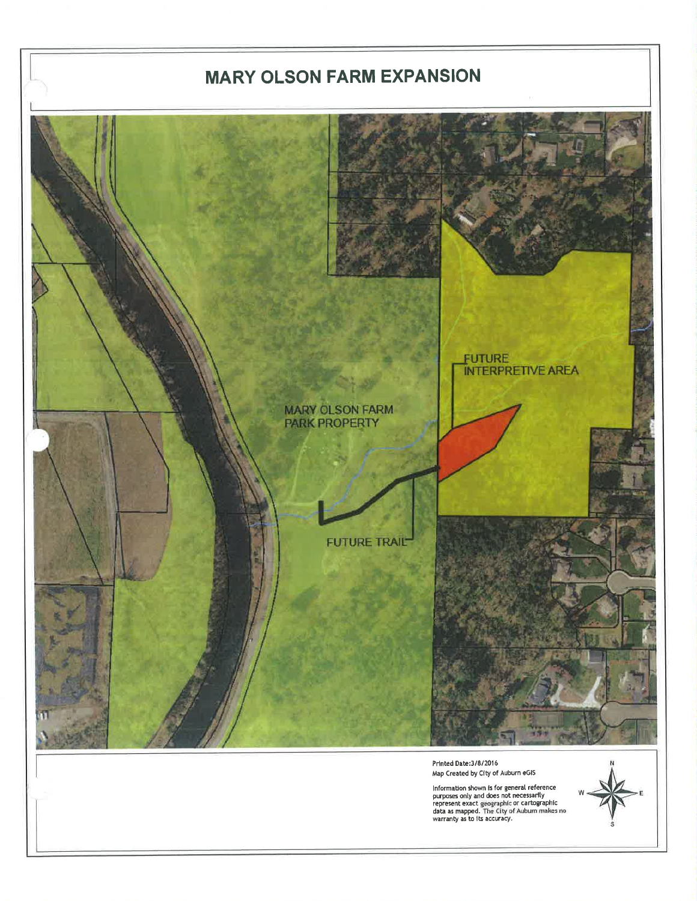# MARY OLSON FARM EXPANSION

FUTURE INTERPRETIVE AREA

MARY OLSON FARM PARK PROPERTY

FUTURE TRAIL

Printed Date:3/8/2016
Map Created by City of Auburn eGIS

Information shown is for general reference purposes only and does not necessarily represent exact geographic or cartographic data as mapped. The City of Auburn makes no warranty as to its accuracy.

N
W E
S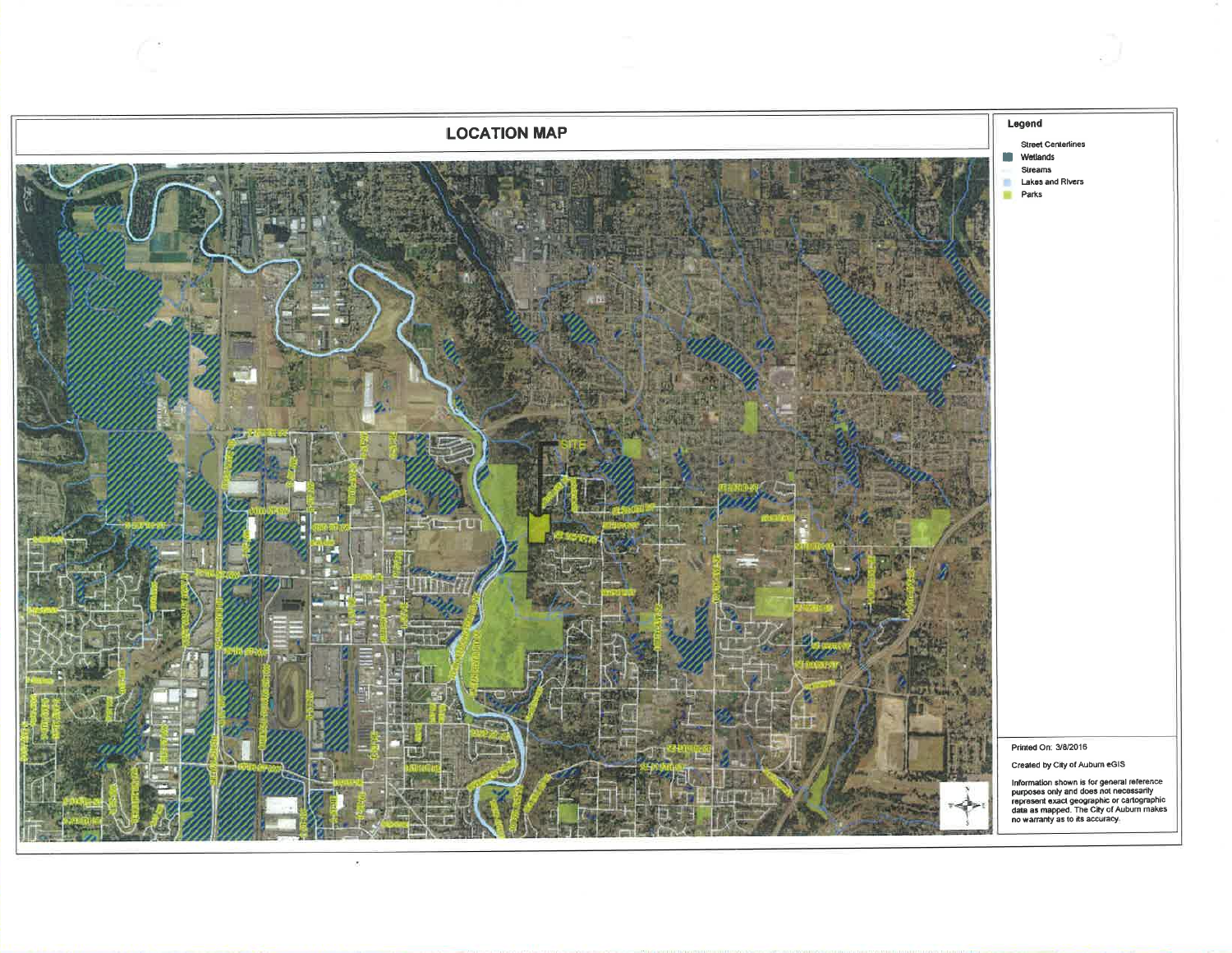# LOCATION MAP

SITE

**Legend**

- Street Centerlines
- Wetlands
- Streams
- Lakes and Rivers
- Parks

Printed On: 3/8/2016

Created by City of Auburn eGIS

Information shown is for general reference purposes only and does not necessarily represent exact geographic or cartographic data as mapped. The City of Auburn makes no warranty as to its accuracy.